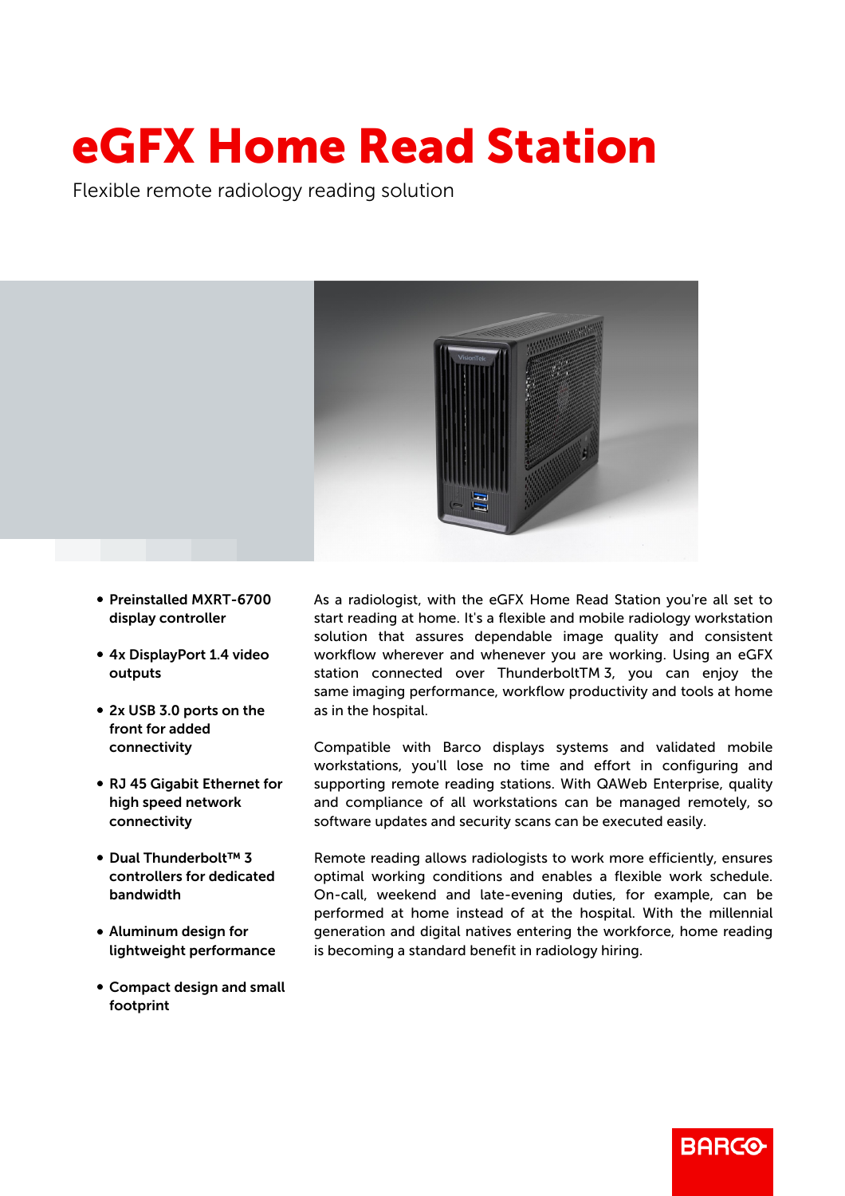# eGFX Home Read Station

Flexible remote radiology reading solution

- **Preinstalled MXRT-6700 display controller**
- **4x DisplayPort 1.4 video outputs**
- **2x USB 3.0 ports on the front for added connectivity**
- **RJ 45 Gigabit Ethernet for high speed network connectivity**
- **Dual Thunderbolt™ 3 controllers for dedicated bandwidth**
- **Aluminum design for lightweight performance**
- **Compact design and small footprint**

As a radiologist, with the eGFX Home Read Station you're all set to start reading at home. It's a flexible and mobile radiology workstation solution that assures dependable image quality and consistent workflow wherever and whenever you are working. Using an eGFX station connected over ThunderboltTM 3, you can enjoy the same imaging performance, workflow productivity and tools at home as in the hospital.

Compatible with Barco displays systems and validated mobile workstations, you'll lose no time and effort in configuring and supporting remote reading stations. With QAWeb Enterprise, quality and compliance of all workstations can be managed remotely, so software updates and security scans can be executed easily.

Remote reading allows radiologists to work more efficiently, ensures optimal working conditions and enables a flexible work schedule. On-call, weekend and late-evening duties, for example, can be performed at home instead of at the hospital. With the millennial generation and digital natives entering the workforce, home reading is becoming a standard benefit in radiology hiring.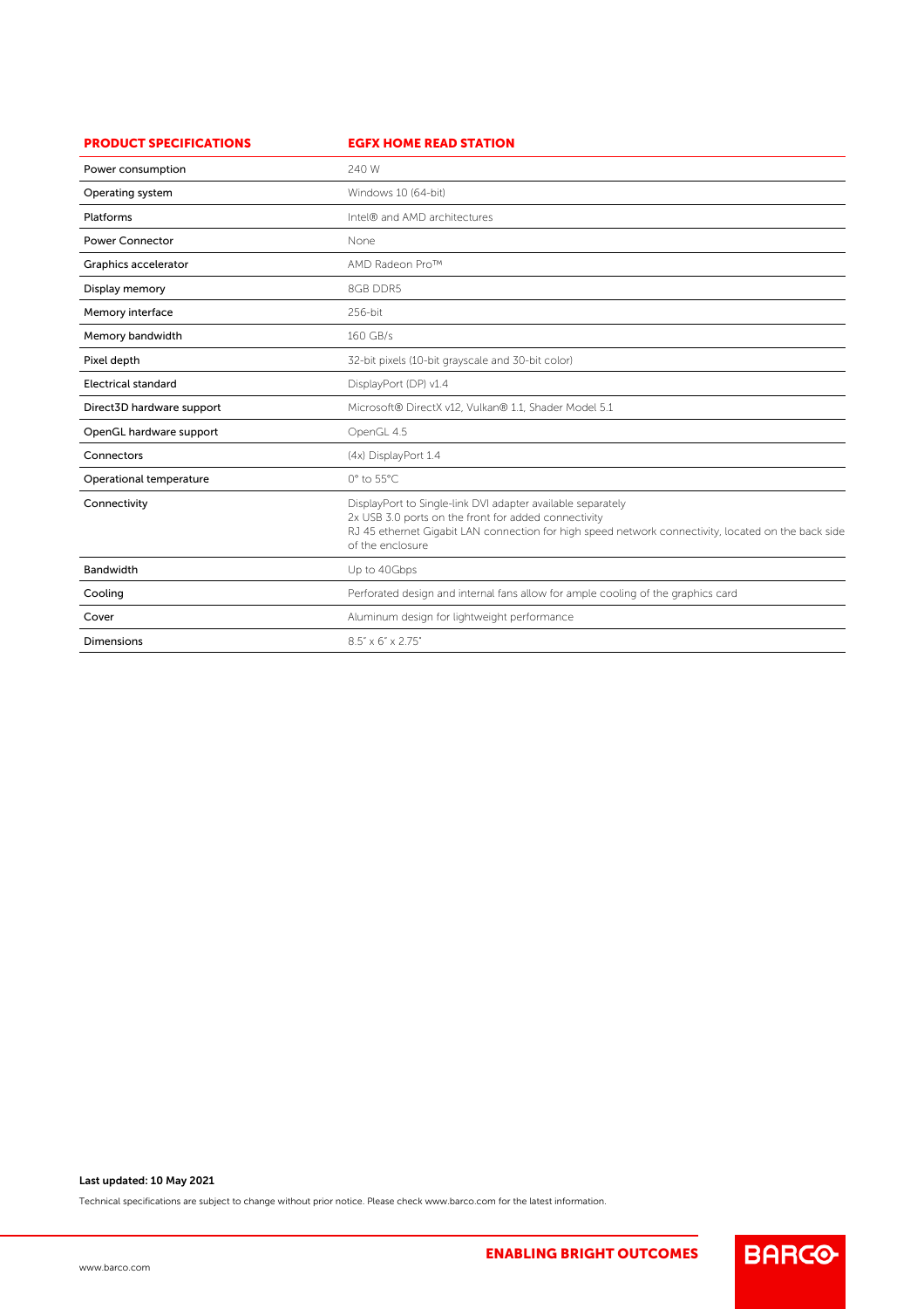| PRODUCT SPECIFICATIONS | EGFX HOME READ STATION |
|---|---|
| Power consumption | 240 W |
| Operating system | Windows 10 (64-bit) |
| Platforms | Intel® and AMD architectures |
| Power Connector | None |
| Graphics accelerator | AMD Radeon Pro™ |
| Display memory | 8GB DDR5 |
| Memory interface | 256-bit |
| Memory bandwidth | 160 GB/s |
| Pixel depth | 32-bit pixels (10-bit grayscale and 30-bit color) |
| Electrical standard | DisplayPort (DP) v1.4 |
| Direct3D hardware support | Microsoft® DirectX v12, Vulkan® 1.1, Shader Model 5.1 |
| OpenGL hardware support | OpenGL 4.5 |
| Connectors | (4x) DisplayPort 1.4 |
| Operational temperature | 0° to 55°C |
| Connectivity | DisplayPort to Single-link DVI adapter available separately<br>2x USB 3.0 ports on the front for added connectivity<br>RJ 45 ethernet Gigabit LAN connection for high speed network connectivity, located on the back side of the enclosure |
| Bandwidth | Up to 40Gbps |
| Cooling | Perforated design and internal fans allow for ample cooling of the graphics card |
| Cover | Aluminum design for lightweight performance |
| Dimensions | 8.5" x 6" x 2.75" |

**Last updated: 10 May 2021**

Technical specifications are subject to change without prior notice. Please check www.barco.com for the latest information.

**ENABLING BRIGHT OUTCOMES**

BARCO

www.barco.com